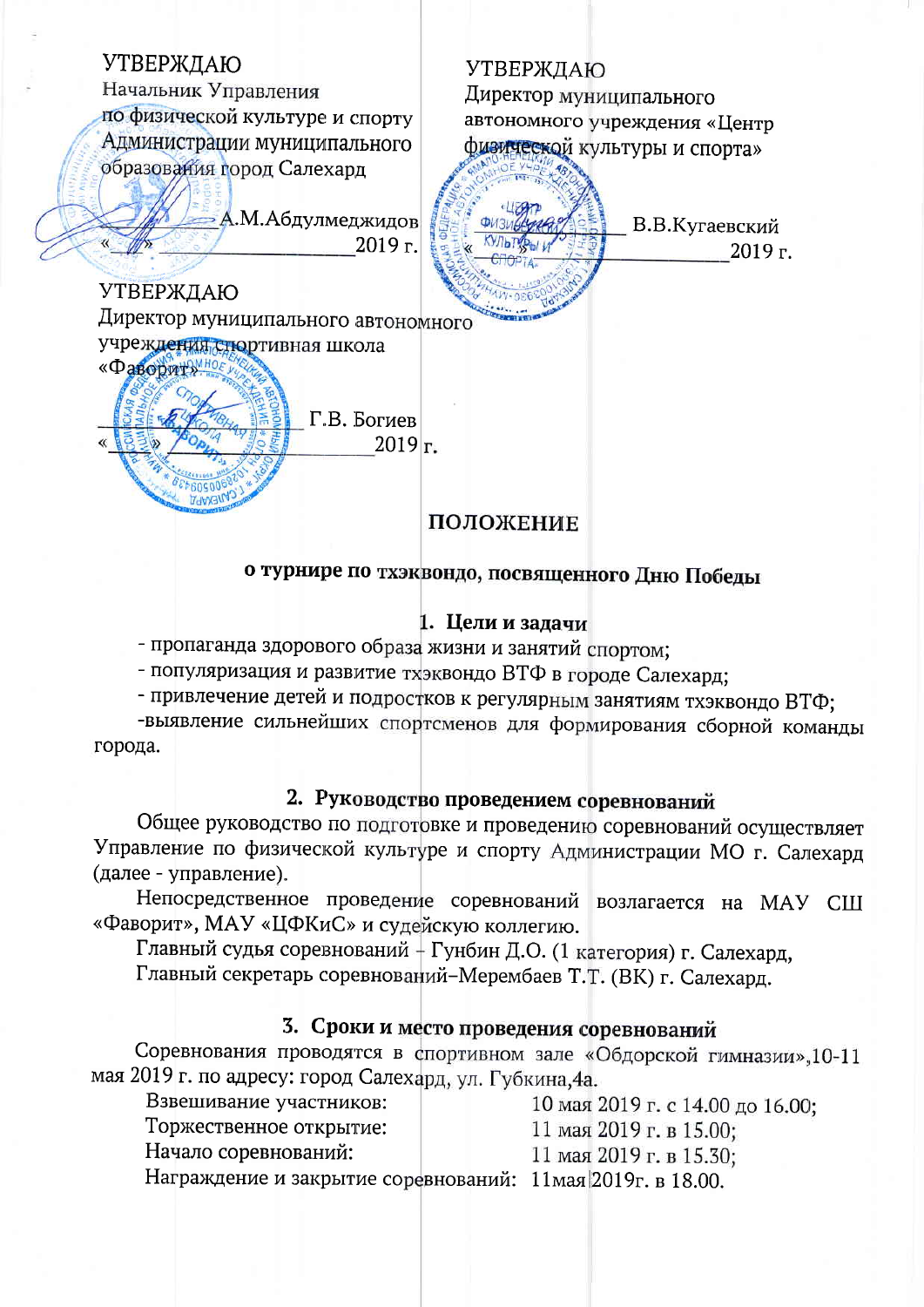УТВЕРЖДАЮ
Начальник Управления
по физической культуре и спорту
Администрации муниципального
образования город Салехард

_____________ А.М.Абдулмеджидов
«___» _________________ 2019 г.

УТВЕРЖДАЮ
Директор муниципального
автономного учреждения «Центр
физической культуры и спорта»

_____________ В.В.Кугаевский
«___» _________________ 2019 г.

УТВЕРЖДАЮ
Директор муниципального автономного
учреждения спортивная школа
«Фаворит»

_____________ Г.В. Богиев
«___» _________________ 2019 г.

# ПОЛОЖЕНИЕ

## о турнире по тхэквондо, посвященного Дню Победы

### 1. Цели и задачи

- пропаганда здорового образа жизни и занятий спортом;
- популяризация и развитие тхэквондо ВТФ в городе Салехард;
- привлечение детей и подростков к регулярным занятиям тхэквондо ВТФ;
- выявление сильнейших спортсменов для формирования сборной команды города.

### 2. Руководство проведением соревнований

Общее руководство по подготовке и проведению соревнований осуществляет Управление по физической культуре и спорту Администрации МО г. Салехард (далее - управление).

Непосредственное проведение соревнований возлагается на МАУ СШ «Фаворит», МАУ «ЦФКиС» и судейскую коллегию.

Главный судья соревнований – Гунбин Д.О. (1 категория) г. Салехард,

Главный секретарь соревнований–Мерембаев Т.Т. (ВК) г. Салехард.

### 3. Сроки и место проведения соревнований

Соревнования проводятся в спортивном зале «Обдорской гимназии»,10-11 мая 2019 г. по адресу: город Салехард, ул. Губкина,4а.

| | |
|---|---|
| Взвешивание участников: | 10 мая 2019 г. с 14.00 до 16.00; |
| Торжественное открытие: | 11 мая 2019 г. в 15.00; |
| Начало соревнований: | 11 мая 2019 г. в 15.30; |
| Награждение и закрытие соревнований: | 11мая 2019г. в 18.00. |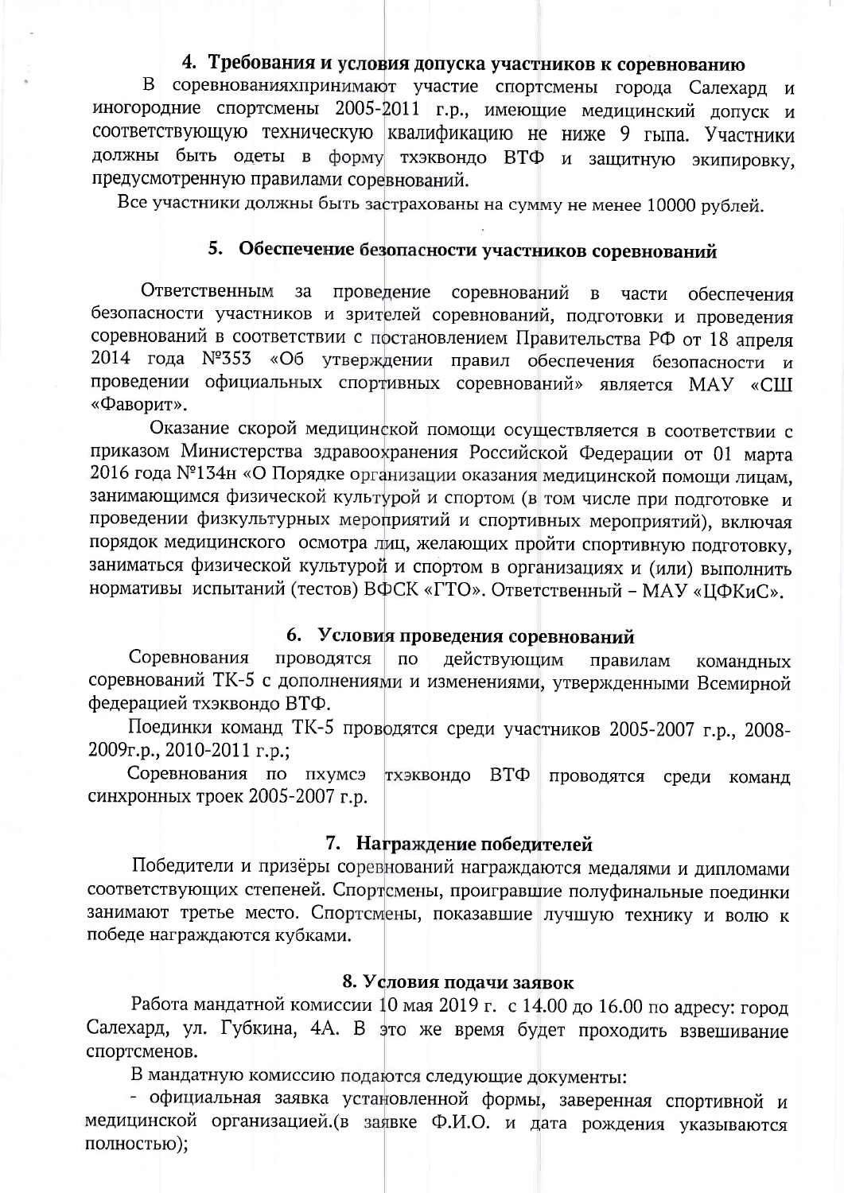## 4. Требования и условия допуска участников к соревнованию

В соревнованияхпринимают участие спортсмены города Салехард и иногородние спортсмены 2005-2011 г.р., имеющие медицинский допуск и соответствующую техническую квалификацию не ниже 9 гыпа. Участники должны быть одеты в форму тхэквондо ВТФ и защитную экипировку, предусмотренную правилами соревнований.

Все участники должны быть застрахованы на сумму не менее 10000 рублей.

## 5. Обеспечение безопасности участников соревнований

Ответственным за проведение соревнований в части обеспечения безопасности участников и зрителей соревнований, подготовки и проведения соревнований в соответствии с постановлением Правительства РФ от 18 апреля 2014 года №353 «Об утверждении правил обеспечения безопасности и проведении официальных спортивных соревнований» является МАУ «СШ «Фаворит».

Оказание скорой медицинской помощи осуществляется в соответствии с приказом Министерства здравоохранения Российской Федерации от 01 марта 2016 года №134н «О Порядке организации оказания медицинской помощи лицам, занимающимся физической культурой и спортом (в том числе при подготовке и проведении физкультурных мероприятий и спортивных мероприятий), включая порядок медицинского осмотра лиц, желающих пройти спортивную подготовку, заниматься физической культурой и спортом в организациях и (или) выполнить нормативы испытаний (тестов) ВФСК «ГТО». Ответственный – МАУ «ЦФКиС».

## 6. Условия проведения соревнований

Соревнования проводятся по действующим правилам командных соревнований ТК-5 с дополнениями и изменениями, утвержденными Всемирной федерацией тхэквондо ВТФ.

Поединки команд ТК-5 проводятся среди участников 2005-2007 г.р., 2008-2009г.р., 2010-2011 г.р.;

Соревнования по пхумсэ тхэквондо ВТФ проводятся среди команд синхронных троек 2005-2007 г.р.

## 7. Награждение победителей

Победители и призёры соревнований награждаются медалями и дипломами соответствующих степеней. Спортсмены, проигравшие полуфинальные поединки занимают третье место. Спортсмены, показавшие лучшую технику и волю к победе награждаются кубками.

## 8. Условия подачи заявок

Работа мандатной комиссии 10 мая 2019 г. с 14.00 до 16.00 по адресу: город Салехард, ул. Губкина, 4А. В это же время будет проходить взвешивание спортсменов.

В мандатную комиссию подаются следующие документы:

- официальная заявка установленной формы, заверенная спортивной и медицинской организацией.(в заявке Ф.И.О. и дата рождения указываются полностью);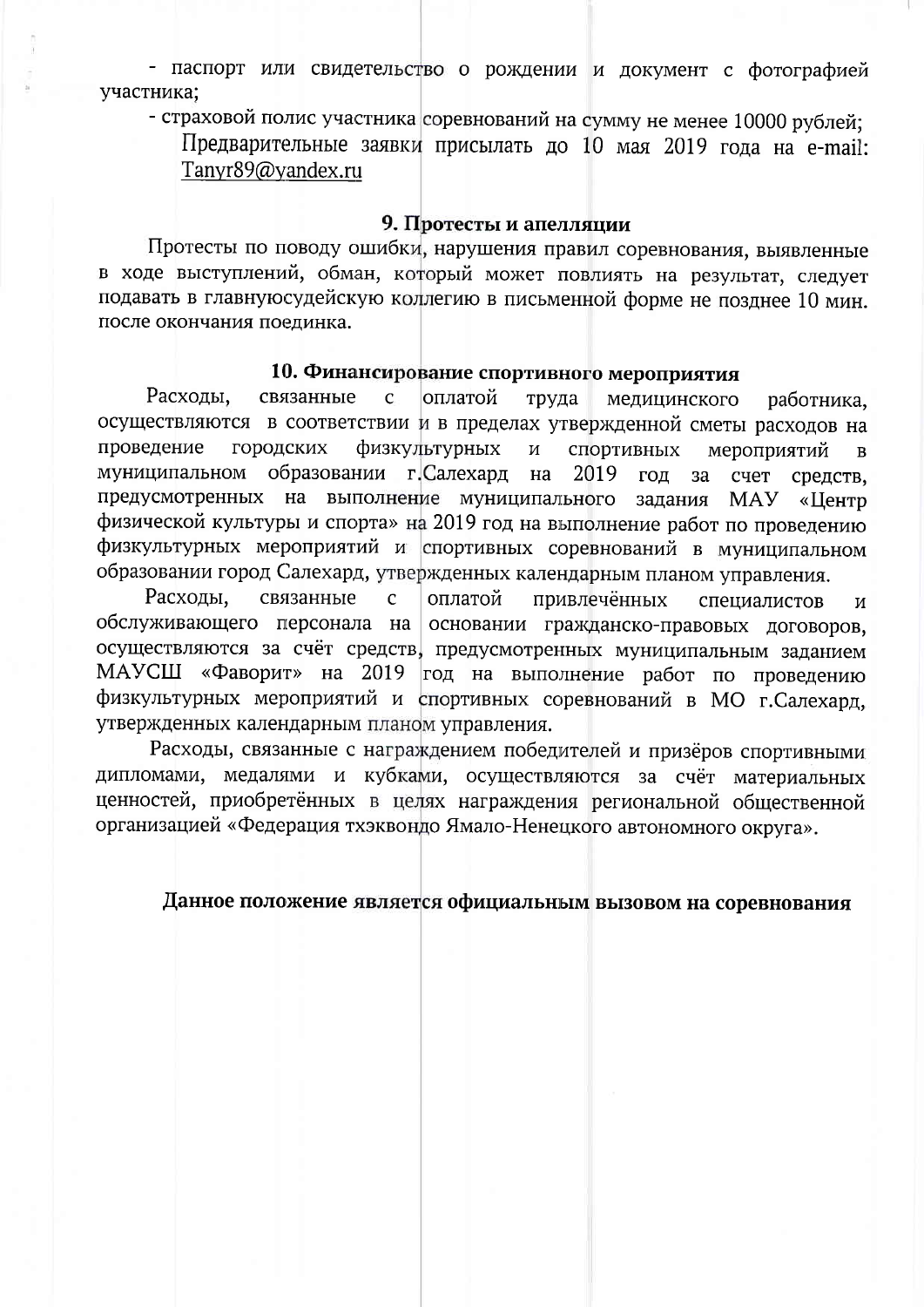- паспорт или свидетельство о рождении и документ с фотографией участника;

- страховой полис участника соревнований на сумму не менее 10000 рублей;

Предварительные заявки присылать до 10 мая 2019 года на e-mail: Tanyr89@yandex.ru

## 9. Протесты и апелляции

Протесты по поводу ошибки, нарушения правил соревнования, выявленные в ходе выступлений, обман, который может повлиять на результат, следует подавать в главнуюсудейскую коллегию в письменной форме не позднее 10 мин. после окончания поединка.

## 10. Финансирование спортивного мероприятия

Расходы, связанные с оплатой труда медицинского работника, осуществляются в соответствии и в пределах утвержденной сметы расходов на проведение городских физкультурных и спортивных мероприятий в муниципальном образовании г.Салехард на 2019 год за счет средств, предусмотренных на выполнение муниципального задания МАУ «Центр физической культуры и спорта» на 2019 год на выполнение работ по проведению физкультурных мероприятий и спортивных соревнований в муниципальном образовании город Салехард, утвержденных календарным планом управления.

Расходы, связанные с оплатой привлечённых специалистов и обслуживающего персонала на основании гражданско-правовых договоров, осуществляются за счёт средств, предусмотренных муниципальным заданием МАУСШ «Фаворит» на 2019 год на выполнение работ по проведению физкультурных мероприятий и спортивных соревнований в МО г.Салехард, утвержденных календарным планом управления.

Расходы, связанные с награждением победителей и призёров спортивными дипломами, медалями и кубками, осуществляются за счёт материальных ценностей, приобретённых в целях награждения региональной общественной организацией «Федерация тхэквондо Ямало-Ненецкого автономного округа».

**Данное положение является официальным вызовом на соревнования**